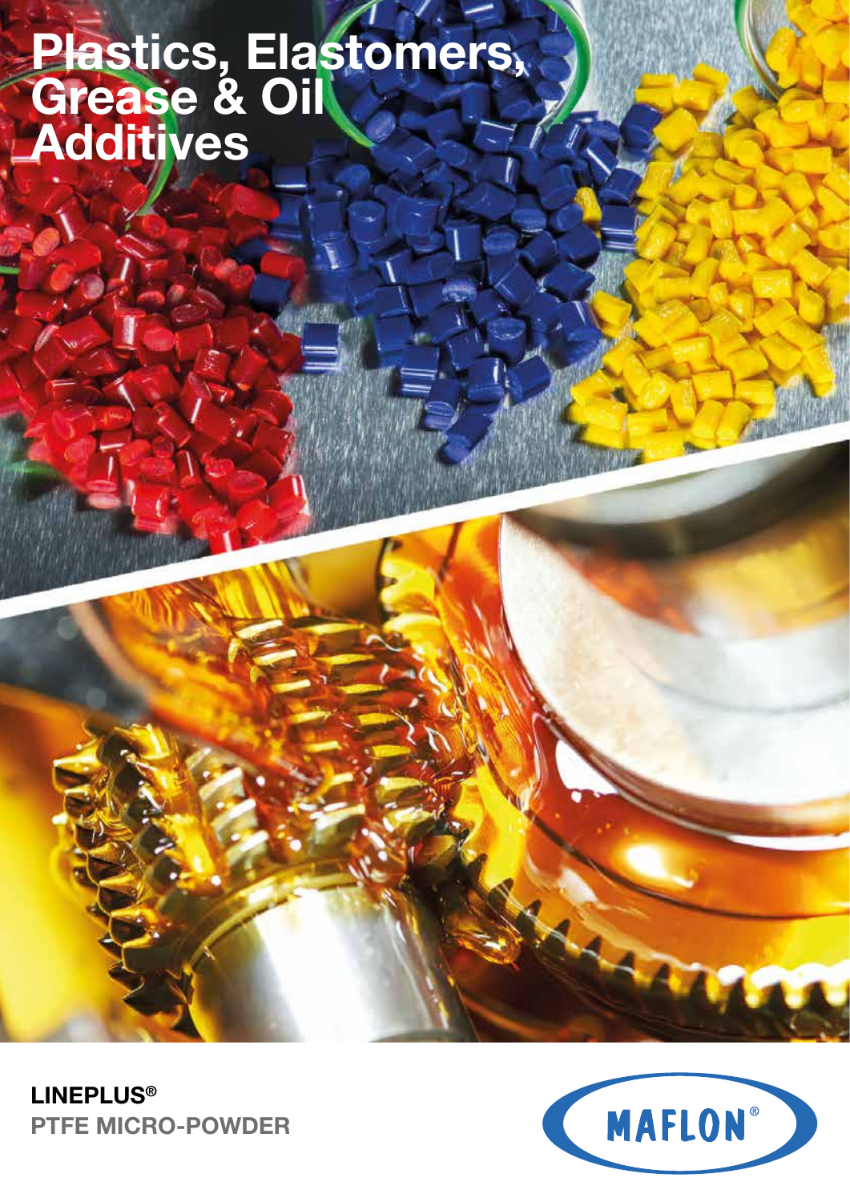# Plastics, Elastomers, Grease & Oil Additives

**LINEPLUS®**
**PTFE MICRO-POWDER**

MAFLON®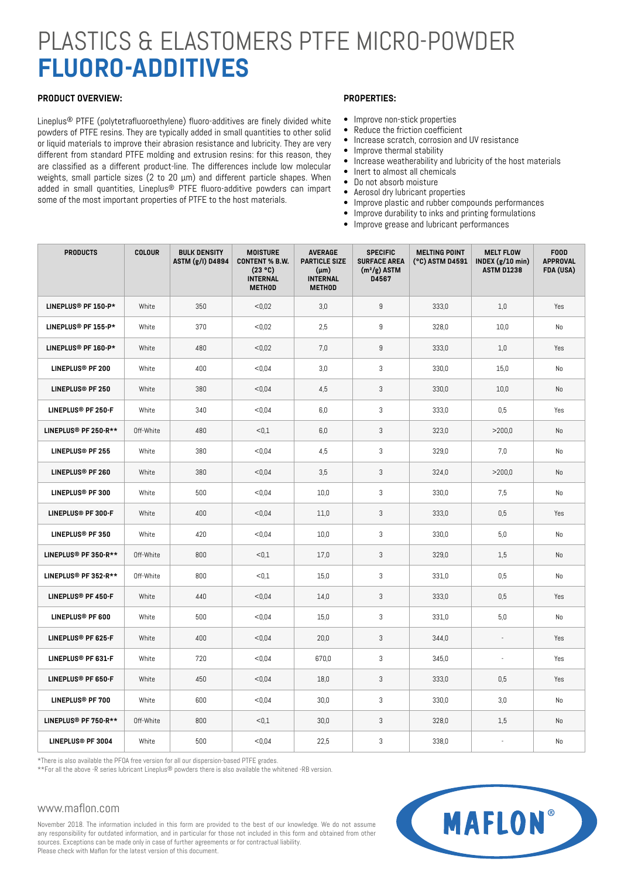# PLASTICS & ELASTOMERS PTFE MICRO-POWDER **FLUORO-ADDITIVES**

**PRODUCT OVERVIEW:**

Lineplus® PTFE (polytetrafluoroethylene) fluoro-additives are finely divided white powders of PTFE resins. They are typically added in small quantities to other solid or liquid materials to improve their abrasion resistance and lubricity. They are very different from standard PTFE molding and extrusion resins: for this reason, they are classified as a different product-line. The differences include low molecular weights, small particle sizes (2 to 20 µm) and different particle shapes. When added in small quantities, Lineplus® PTFE fluoro-additive powders can impart some of the most important properties of PTFE to the host materials.

**PROPERTIES:**

- Improve non-stick properties
- Reduce the friction coefficient
- Increase scratch, corrosion and UV resistance
- Improve thermal stability
- Increase weatherability and lubricity of the host materials
- Inert to almost all chemicals
- Do not absorb moisture
- Aerosol dry lubricant properties
- Improve plastic and rubber compounds performances
- Improve durability to inks and printing formulations
- Improve grease and lubricant performances

| PRODUCTS | COLOUR | BULK DENSITY ASTM (g/l) D4894 | MOISTURE CONTENT % B.W. (23 °C) INTERNAL METHOD | AVERAGE PARTICLE SIZE (µm) INTERNAL METHOD | SPECIFIC SURFACE AREA ($m^2/g$) ASTM D4567 | MELTING POINT (°C) ASTM D4591 | MELT FLOW INDEX (g/10 min) ASTM D1238 | FOOD APPROVAL FDA (USA) |
|---|---|---|---|---|---|---|---|---|
| LINEPLUS® PF 150-P* | White | 350 | <0,02 | 3,0 | 9 | 333,0 | 1,0 | Yes |
| LINEPLUS® PF 155-P* | White | 370 | <0,02 | 2,5 | 9 | 328,0 | 10,0 | No |
| LINEPLUS® PF 160-P* | White | 480 | <0,02 | 7,0 | 9 | 333,0 | 1,0 | Yes |
| LINEPLUS® PF 200 | White | 400 | <0,04 | 3,0 | 3 | 330,0 | 15,0 | No |
| LINEPLUS® PF 250 | White | 380 | <0,04 | 4,5 | 3 | 330,0 | 10,0 | No |
| LINEPLUS® PF 250-F | White | 340 | <0,04 | 6,0 | 3 | 333,0 | 0,5 | Yes |
| LINEPLUS® PF 250-R** | Off-White | 480 | <0,1 | 6,0 | 3 | 323,0 | >200,0 | No |
| LINEPLUS® PF 255 | White | 380 | <0,04 | 4,5 | 3 | 329,0 | 7,0 | No |
| LINEPLUS® PF 260 | White | 380 | <0,04 | 3,5 | 3 | 324,0 | >200,0 | No |
| LINEPLUS® PF 300 | White | 500 | <0,04 | 10,0 | 3 | 330,0 | 7,5 | No |
| LINEPLUS® PF 300-F | White | 400 | <0,04 | 11,0 | 3 | 333,0 | 0,5 | Yes |
| LINEPLUS® PF 350 | White | 420 | <0,04 | 10,0 | 3 | 330,0 | 5,0 | No |
| LINEPLUS® PF 350-R** | Off-White | 800 | <0,1 | 17,0 | 3 | 329,0 | 1,5 | No |
| LINEPLUS® PF 352-R** | Off-White | 800 | <0,1 | 15,0 | 3 | 331,0 | 0,5 | No |
| LINEPLUS® PF 450-F | White | 440 | <0,04 | 14,0 | 3 | 333,0 | 0,5 | Yes |
| LINEPLUS® PF 600 | White | 500 | <0,04 | 15,0 | 3 | 331,0 | 5,0 | No |
| LINEPLUS® PF 625-F | White | 400 | <0,04 | 20,0 | 3 | 344,0 | - | Yes |
| LINEPLUS® PF 631-F | White | 720 | <0,04 | 670,0 | 3 | 345,0 | - | Yes |
| LINEPLUS® PF 650-F | White | 450 | <0,04 | 18,0 | 3 | 333,0 | 0,5 | Yes |
| LINEPLUS® PF 700 | White | 600 | <0,04 | 30,0 | 3 | 330,0 | 3,0 | No |
| LINEPLUS® PF 750-R** | Off-White | 800 | <0,1 | 30,0 | 3 | 328,0 | 1,5 | No |
| LINEPLUS® PF 3004 | White | 500 | <0,04 | 22,5 | 3 | 338,0 | - | No |

*There is also available the PFOA free version for all our dispersion-based PTFE grades.

**For all the above -R series lubricant Lineplus® powders there is also available the whitened -RB version.

www.maflon.com

November 2018. The information included in this form are provided to the best of our knowledge. We do not assume any responsibility for outdated information, and in particular for those not included in this form and obtained from other sources. Exceptions can be made only in case of further agreements or for contractual liability.
Please check with Maflon for the latest version of this document.

MAFLON®